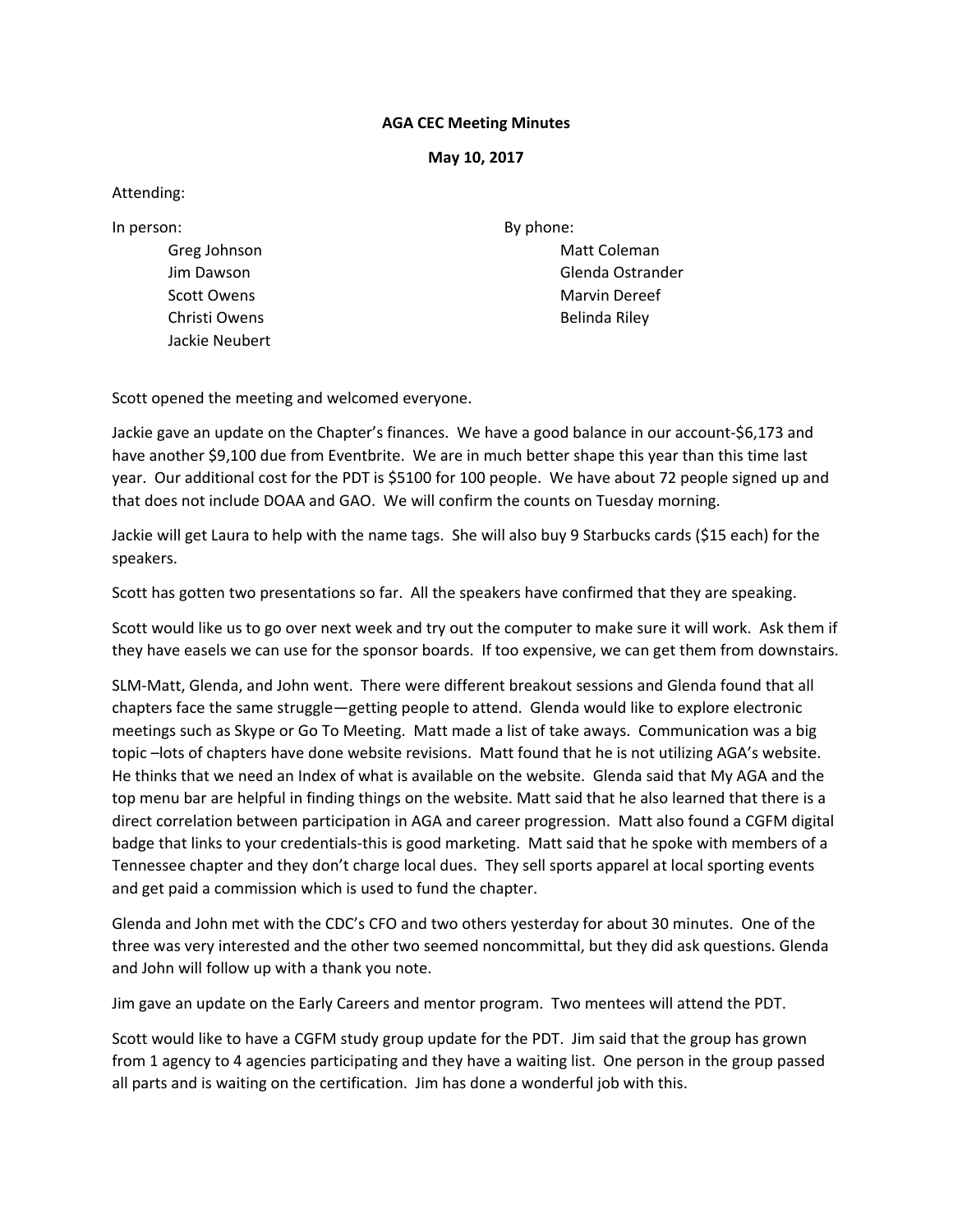**AGA CEC Meeting Minutes**

**May 10, 2017**

Attending:

In person:

- Greg Johnson
- Jim Dawson
- Scott Owens
- Christi Owens
- Jackie Neubert

By phone:

- Matt Coleman
- Glenda Ostrander
- Marvin Dereef
- Belinda Riley

Scott opened the meeting and welcomed everyone.

Jackie gave an update on the Chapter's finances. We have a good balance in our account-$6,173 and have another $9,100 due from Eventbrite. We are in much better shape this year than this time last year. Our additional cost for the PDT is $5100 for 100 people. We have about 72 people signed up and that does not include DOAA and GAO. We will confirm the counts on Tuesday morning.

Jackie will get Laura to help with the name tags. She will also buy 9 Starbucks cards ($15 each) for the speakers.

Scott has gotten two presentations so far. All the speakers have confirmed that they are speaking.

Scott would like us to go over next week and try out the computer to make sure it will work. Ask them if they have easels we can use for the sponsor boards. If too expensive, we can get them from downstairs.

SLM-Matt, Glenda, and John went. There were different breakout sessions and Glenda found that all chapters face the same struggle—getting people to attend. Glenda would like to explore electronic meetings such as Skype or Go To Meeting. Matt made a list of take aways. Communication was a big topic –lots of chapters have done website revisions. Matt found that he is not utilizing AGA's website. He thinks that we need an Index of what is available on the website. Glenda said that My AGA and the top menu bar are helpful in finding things on the website. Matt said that he also learned that there is a direct correlation between participation in AGA and career progression. Matt also found a CGFM digital badge that links to your credentials-this is good marketing. Matt said that he spoke with members of a Tennessee chapter and they don't charge local dues. They sell sports apparel at local sporting events and get paid a commission which is used to fund the chapter.

Glenda and John met with the CDC's CFO and two others yesterday for about 30 minutes. One of the three was very interested and the other two seemed noncommittal, but they did ask questions. Glenda and John will follow up with a thank you note.

Jim gave an update on the Early Careers and mentor program. Two mentees will attend the PDT.

Scott would like to have a CGFM study group update for the PDT. Jim said that the group has grown from 1 agency to 4 agencies participating and they have a waiting list. One person in the group passed all parts and is waiting on the certification. Jim has done a wonderful job with this.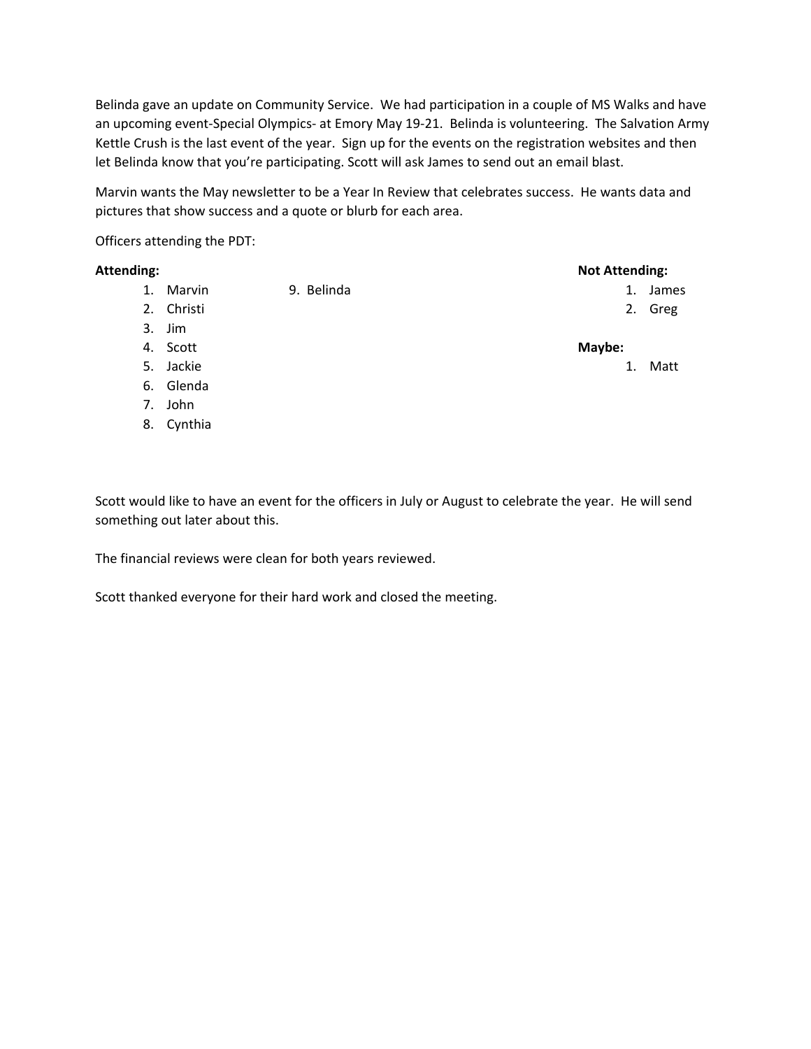Belinda gave an update on Community Service. We had participation in a couple of MS Walks and have an upcoming event-Special Olympics- at Emory May 19-21. Belinda is volunteering. The Salvation Army Kettle Crush is the last event of the year. Sign up for the events on the registration websites and then let Belinda know that you're participating. Scott will ask James to send out an email blast.

Marvin wants the May newsletter to be a Year In Review that celebrates success. He wants data and pictures that show success and a quote or blurb for each area.

Officers attending the PDT:

**Attending:**

1. Marvin
2. Christi
3. Jim
4. Scott
5. Jackie
6. Glenda
7. John
8. Cynthia
9. Belinda

**Not Attending:**

1. James
2. Greg

**Maybe:**

1. Matt

Scott would like to have an event for the officers in July or August to celebrate the year. He will send something out later about this.

The financial reviews were clean for both years reviewed.

Scott thanked everyone for their hard work and closed the meeting.